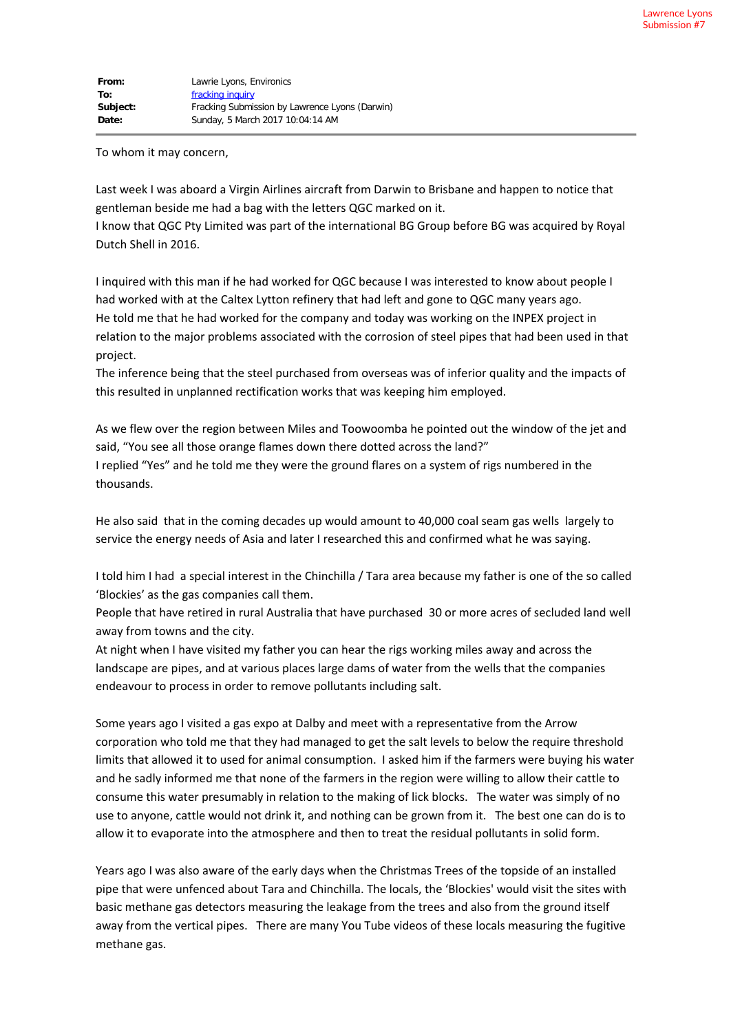Lawrence Lyons
Submission #7

| | |
|---|---|
| **From:** | Lawrie Lyons, Environics |
| **To:** | fracking inquiry |
| **Subject:** | Fracking Submission by Lawrence Lyons (Darwin) |
| **Date:** | Sunday, 5 March 2017 10:04:14 AM |

To whom it may concern,

Last week I was aboard a Virgin Airlines aircraft from Darwin to Brisbane and happen to notice that gentleman beside me had a bag with the letters QGC marked on it.
I know that QGC Pty Limited was part of the international BG Group before BG was acquired by Royal Dutch Shell in 2016.

I inquired with this man if he had worked for QGC because I was interested to know about people I had worked with at the Caltex Lytton refinery that had left and gone to QGC many years ago.
He told me that he had worked for the company and today was working on the INPEX project in relation to the major problems associated with the corrosion of steel pipes that had been used in that project.
The inference being that the steel purchased from overseas was of inferior quality and the impacts of this resulted in unplanned rectification works that was keeping him employed.

As we flew over the region between Miles and Toowoomba he pointed out the window of the jet and said, "You see all those orange flames down there dotted across the land?"
I replied "Yes" and he told me they were the ground flares on a system of rigs numbered in the thousands.

He also said that in the coming decades up would amount to 40,000 coal seam gas wells largely to service the energy needs of Asia and later I researched this and confirmed what he was saying.

I told him I had a special interest in the Chinchilla / Tara area because my father is one of the so called 'Blockies' as the gas companies call them.
People that have retired in rural Australia that have purchased 30 or more acres of secluded land well away from towns and the city.
At night when I have visited my father you can hear the rigs working miles away and across the landscape are pipes, and at various places large dams of water from the wells that the companies endeavour to process in order to remove pollutants including salt.

Some years ago I visited a gas expo at Dalby and meet with a representative from the Arrow corporation who told me that they had managed to get the salt levels to below the require threshold limits that allowed it to used for animal consumption. I asked him if the farmers were buying his water and he sadly informed me that none of the farmers in the region were willing to allow their cattle to consume this water presumably in relation to the making of lick blocks. The water was simply of no use to anyone, cattle would not drink it, and nothing can be grown from it. The best one can do is to allow it to evaporate into the atmosphere and then to treat the residual pollutants in solid form.

Years ago I was also aware of the early days when the Christmas Trees of the topside of an installed pipe that were unfenced about Tara and Chinchilla. The locals, the 'Blockies' would visit the sites with basic methane gas detectors measuring the leakage from the trees and also from the ground itself away from the vertical pipes. There are many You Tube videos of these locals measuring the fugitive methane gas.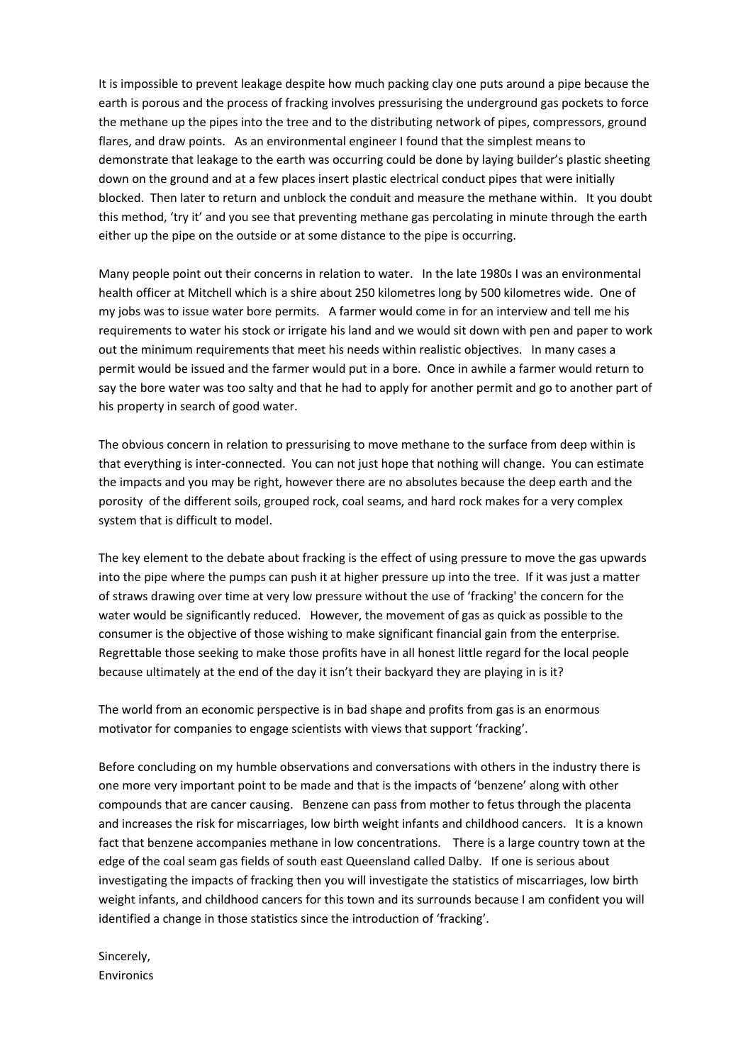It is impossible to prevent leakage despite how much packing clay one puts around a pipe because the earth is porous and the process of fracking involves pressurising the underground gas pockets to force the methane up the pipes into the tree and to the distributing network of pipes, compressors, ground flares, and draw points. As an environmental engineer I found that the simplest means to demonstrate that leakage to the earth was occurring could be done by laying builder's plastic sheeting down on the ground and at a few places insert plastic electrical conduct pipes that were initially blocked. Then later to return and unblock the conduit and measure the methane within. It you doubt this method, 'try it' and you see that preventing methane gas percolating in minute through the earth either up the pipe on the outside or at some distance to the pipe is occurring.

Many people point out their concerns in relation to water. In the late 1980s I was an environmental health officer at Mitchell which is a shire about 250 kilometres long by 500 kilometres wide. One of my jobs was to issue water bore permits. A farmer would come in for an interview and tell me his requirements to water his stock or irrigate his land and we would sit down with pen and paper to work out the minimum requirements that meet his needs within realistic objectives. In many cases a permit would be issued and the farmer would put in a bore. Once in awhile a farmer would return to say the bore water was too salty and that he had to apply for another permit and go to another part of his property in search of good water.

The obvious concern in relation to pressurising to move methane to the surface from deep within is that everything is inter-connected. You can not just hope that nothing will change. You can estimate the impacts and you may be right, however there are no absolutes because the deep earth and the porosity of the different soils, grouped rock, coal seams, and hard rock makes for a very complex system that is difficult to model.

The key element to the debate about fracking is the effect of using pressure to move the gas upwards into the pipe where the pumps can push it at higher pressure up into the tree. If it was just a matter of straws drawing over time at very low pressure without the use of 'fracking' the concern for the water would be significantly reduced. However, the movement of gas as quick as possible to the consumer is the objective of those wishing to make significant financial gain from the enterprise. Regrettable those seeking to make those profits have in all honest little regard for the local people because ultimately at the end of the day it isn't their backyard they are playing in is it?

The world from an economic perspective is in bad shape and profits from gas is an enormous motivator for companies to engage scientists with views that support 'fracking'.

Before concluding on my humble observations and conversations with others in the industry there is one more very important point to be made and that is the impacts of 'benzene' along with other compounds that are cancer causing. Benzene can pass from mother to fetus through the placenta and increases the risk for miscarriages, low birth weight infants and childhood cancers. It is a known fact that benzene accompanies methane in low concentrations. There is a large country town at the edge of the coal seam gas fields of south east Queensland called Dalby. If one is serious about investigating the impacts of fracking then you will investigate the statistics of miscarriages, low birth weight infants, and childhood cancers for this town and its surrounds because I am confident you will identified a change in those statistics since the introduction of 'fracking'.

Sincerely,
Environics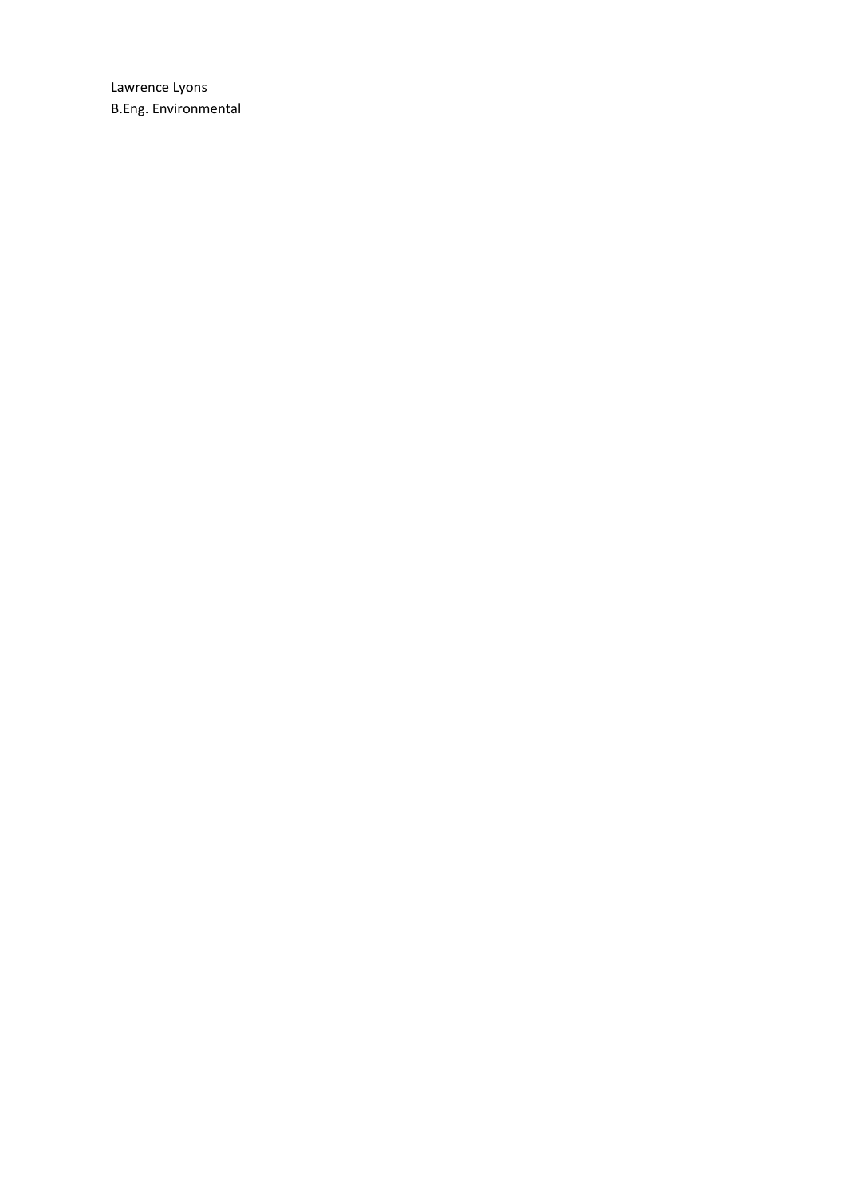Lawrence Lyons
B.Eng. Environmental